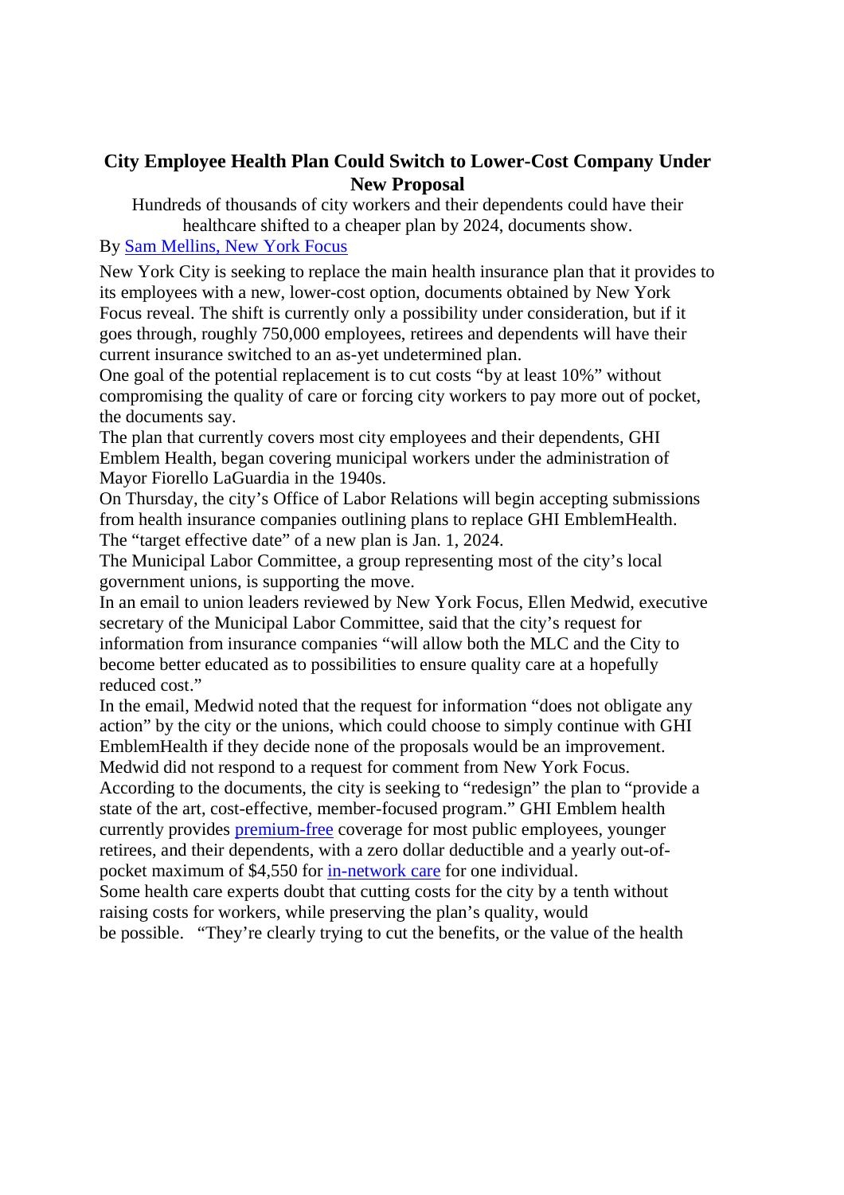# City Employee Health Plan Could Switch to Lower-Cost Company Under New Proposal

Hundreds of thousands of city workers and their dependents could have their healthcare shifted to a cheaper plan by 2024, documents show.

By [Sam Mellins, New York Focus]()

New York City is seeking to replace the main health insurance plan that it provides to its employees with a new, lower-cost option, documents obtained by New York Focus reveal. The shift is currently only a possibility under consideration, but if it goes through, roughly 750,000 employees, retirees and dependents will have their current insurance switched to an as-yet undetermined plan.

One goal of the potential replacement is to cut costs "by at least 10%" without compromising the quality of care or forcing city workers to pay more out of pocket, the documents say.

The plan that currently covers most city employees and their dependents, GHI Emblem Health, began covering municipal workers under the administration of Mayor Fiorello LaGuardia in the 1940s.

On Thursday, the city's Office of Labor Relations will begin accepting submissions from health insurance companies outlining plans to replace GHI EmblemHealth. The "target effective date" of a new plan is Jan. 1, 2024.

The Municipal Labor Committee, a group representing most of the city's local government unions, is supporting the move.

In an email to union leaders reviewed by New York Focus, Ellen Medwid, executive secretary of the Municipal Labor Committee, said that the city's request for information from insurance companies "will allow both the MLC and the City to become better educated as to possibilities to ensure quality care at a hopefully reduced cost."

In the email, Medwid noted that the request for information "does not obligate any action" by the city or the unions, which could choose to simply continue with GHI EmblemHealth if they decide none of the proposals would be an improvement.

Medwid did not respond to a request for comment from New York Focus.

According to the documents, the city is seeking to "redesign" the plan to "provide a state of the art, cost-effective, member-focused program." GHI Emblem health currently provides [premium-free]() coverage for most public employees, younger retirees, and their dependents, with a zero dollar deductible and a yearly out-of-pocket maximum of $4,550 for [in-network care]() for one individual.

Some health care experts doubt that cutting costs for the city by a tenth without raising costs for workers, while preserving the plan's quality, would be possible. "They're clearly trying to cut the benefits, or the value of the health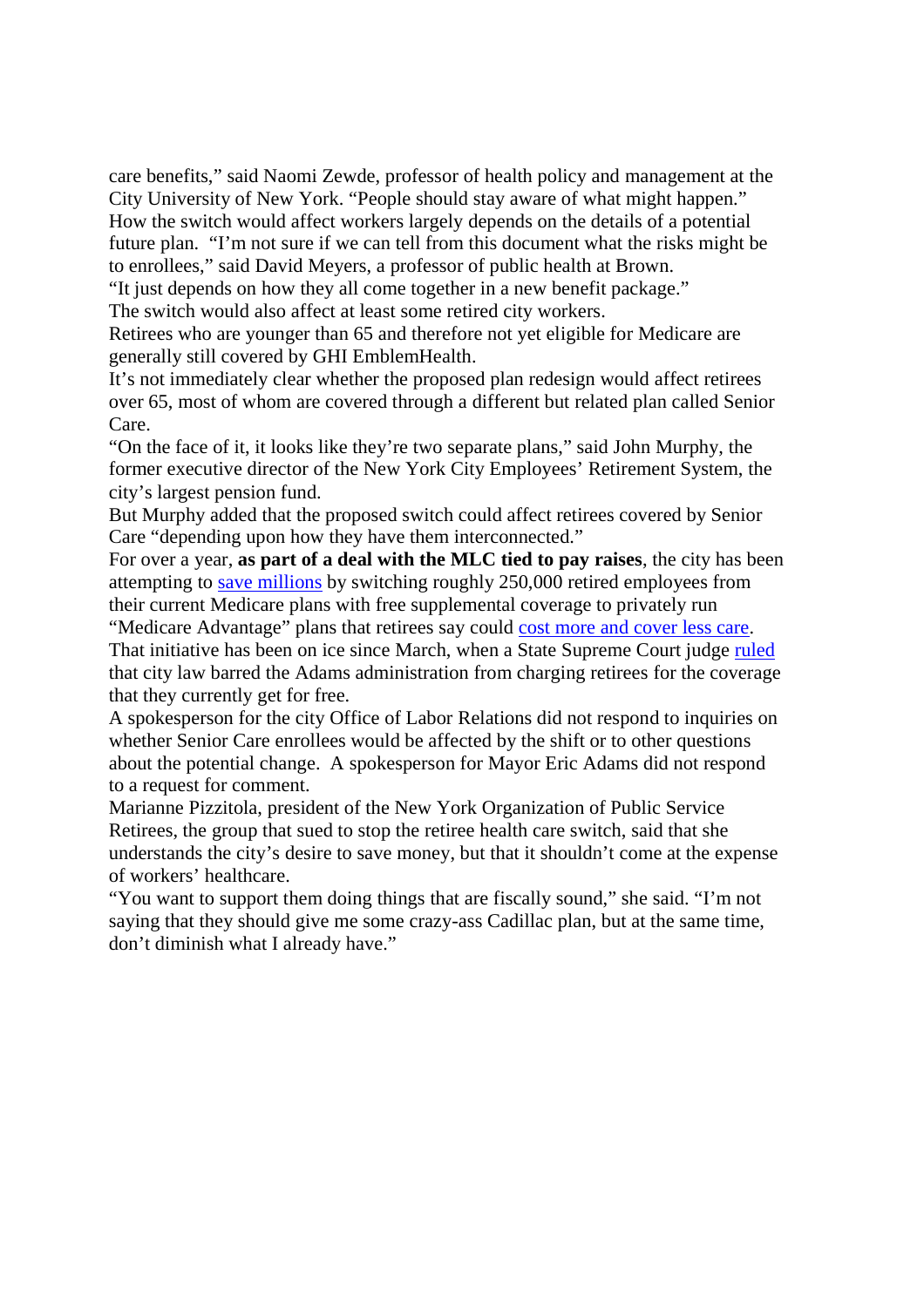care benefits," said Naomi Zewde, professor of health policy and management at the City University of New York. "People should stay aware of what might happen."

How the switch would affect workers largely depends on the details of a potential future plan. "I'm not sure if we can tell from this document what the risks might be to enrollees," said David Meyers, a professor of public health at Brown.

"It just depends on how they all come together in a new benefit package."

The switch would also affect at least some retired city workers.

Retirees who are younger than 65 and therefore not yet eligible for Medicare are generally still covered by GHI EmblemHealth.

It's not immediately clear whether the proposed plan redesign would affect retirees over 65, most of whom are covered through a different but related plan called Senior Care.

"On the face of it, it looks like they're two separate plans," said John Murphy, the former executive director of the New York City Employees' Retirement System, the city's largest pension fund.

But Murphy added that the proposed switch could affect retirees covered by Senior Care "depending upon how they have them interconnected."

For over a year, **as part of a deal with the MLC tied to pay raises**, the city has been attempting to [save millions] by switching roughly 250,000 retired employees from their current Medicare plans with free supplemental coverage to privately run "Medicare Advantage" plans that retirees say could [cost more and cover less care].

That initiative has been on ice since March, when a State Supreme Court judge [ruled] that city law barred the Adams administration from charging retirees for the coverage that they currently get for free.

A spokesperson for the city Office of Labor Relations did not respond to inquiries on whether Senior Care enrollees would be affected by the shift or to other questions about the potential change. A spokesperson for Mayor Eric Adams did not respond to a request for comment.

Marianne Pizzitola, president of the New York Organization of Public Service Retirees, the group that sued to stop the retiree health care switch, said that she understands the city's desire to save money, but that it shouldn't come at the expense of workers' healthcare.

"You want to support them doing things that are fiscally sound," she said. "I'm not saying that they should give me some crazy-ass Cadillac plan, but at the same time, don't diminish what I already have."